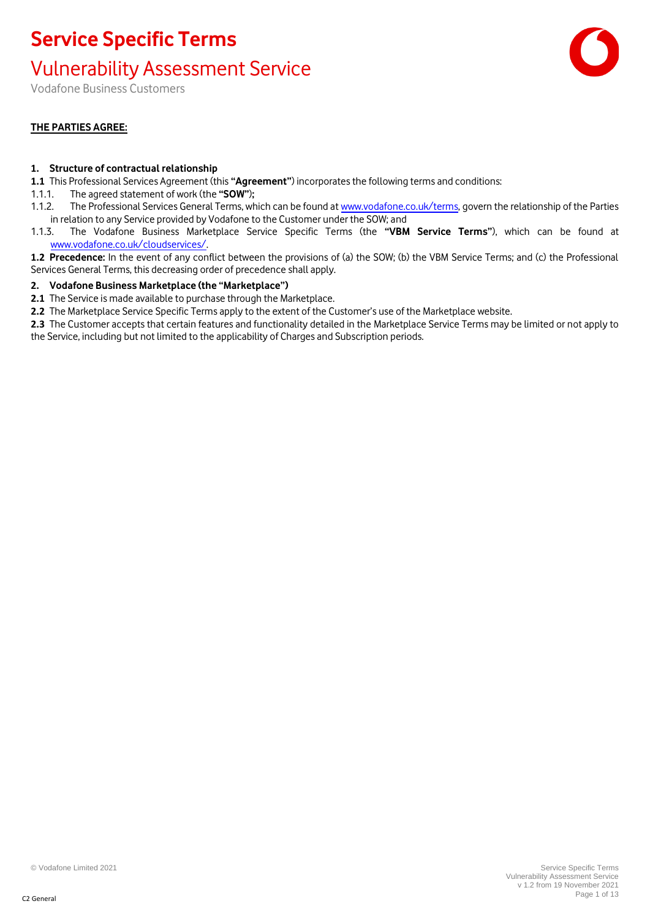# Service Specific Terms

## Vulnerability Assessment Service

Vodafone Business Customers

**<u>THE PARTIES AGREE:</u>**

**1. Structure of contractual relationship**

**1.1** This Professional Services Agreement (this **"Agreement"**) incorporates the following terms and conditions:

1.1.1. The agreed statement of work (the **"SOW"**);

1.1.2. The Professional Services General Terms, which can be found at www.vodafone.co.uk/terms, govern the relationship of the Parties in relation to any Service provided by Vodafone to the Customer under the SOW; and

1.1.3. The Vodafone Business Marketplace Service Specific Terms (the **"VBM Service Terms"**), which can be found at www.vodafone.co.uk/cloudservices/.

**1.2 Precedence:** In the event of any conflict between the provisions of (a) the SOW; (b) the VBM Service Terms; and (c) the Professional Services General Terms, this decreasing order of precedence shall apply.

**2. Vodafone Business Marketplace (the "Marketplace")**

**2.1** The Service is made available to purchase through the Marketplace.

**2.2** The Marketplace Service Specific Terms apply to the extent of the Customer's use of the Marketplace website.

**2.3** The Customer accepts that certain features and functionality detailed in the Marketplace Service Terms may be limited or not apply to the Service, including but not limited to the applicability of Charges and Subscription periods.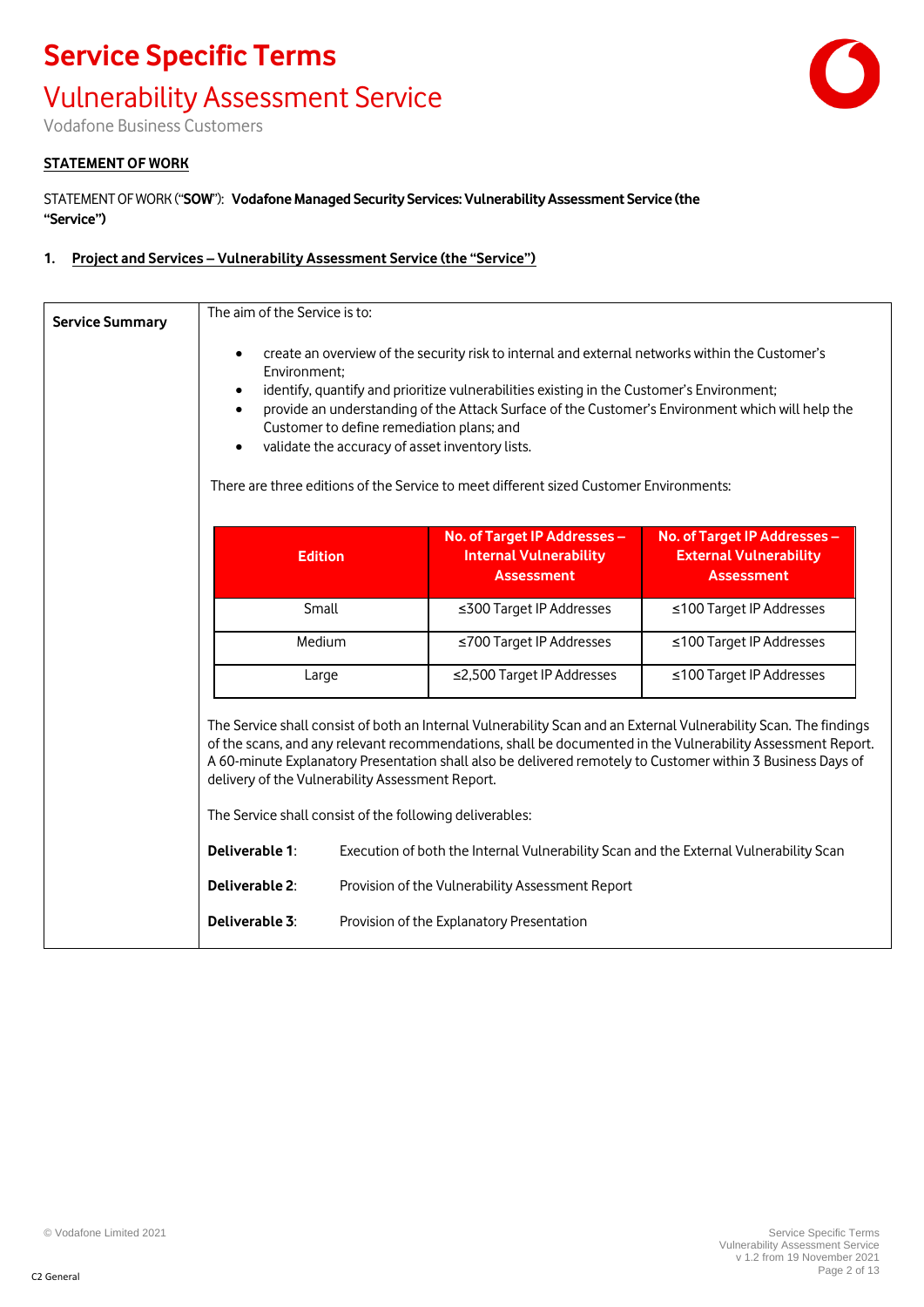# Service Specific Terms

## Vulnerability Assessment Service

Vodafone Business Customers

**STATEMENT OF WORK**

STATEMENT OF WORK ("**SOW**"): **Vodafone Managed Security Services: Vulnerability Assessment Service (the "Service")**

### 1. Project and Services – Vulnerability Assessment Service (the "Service")

**Service Summary**

The aim of the Service is to:

- create an overview of the security risk to internal and external networks within the Customer's Environment;
- identify, quantify and prioritize vulnerabilities existing in the Customer's Environment;
- provide an understanding of the Attack Surface of the Customer's Environment which will help the Customer to define remediation plans; and
- validate the accuracy of asset inventory lists.

There are three editions of the Service to meet different sized Customer Environments:

| Edition | No. of Target IP Addresses – Internal Vulnerability Assessment | No. of Target IP Addresses – External Vulnerability Assessment |
|---|---|---|
| Small | ≤300 Target IP Addresses | ≤100 Target IP Addresses |
| Medium | ≤700 Target IP Addresses | ≤100 Target IP Addresses |
| Large | ≤2,500 Target IP Addresses | ≤100 Target IP Addresses |

The Service shall consist of both an Internal Vulnerability Scan and an External Vulnerability Scan. The findings of the scans, and any relevant recommendations, shall be documented in the Vulnerability Assessment Report. A 60-minute Explanatory Presentation shall also be delivered remotely to Customer within 3 Business Days of delivery of the Vulnerability Assessment Report.

The Service shall consist of the following deliverables:

**Deliverable 1**: Execution of both the Internal Vulnerability Scan and the External Vulnerability Scan

**Deliverable 2**: Provision of the Vulnerability Assessment Report

**Deliverable 3**: Provision of the Explanatory Presentation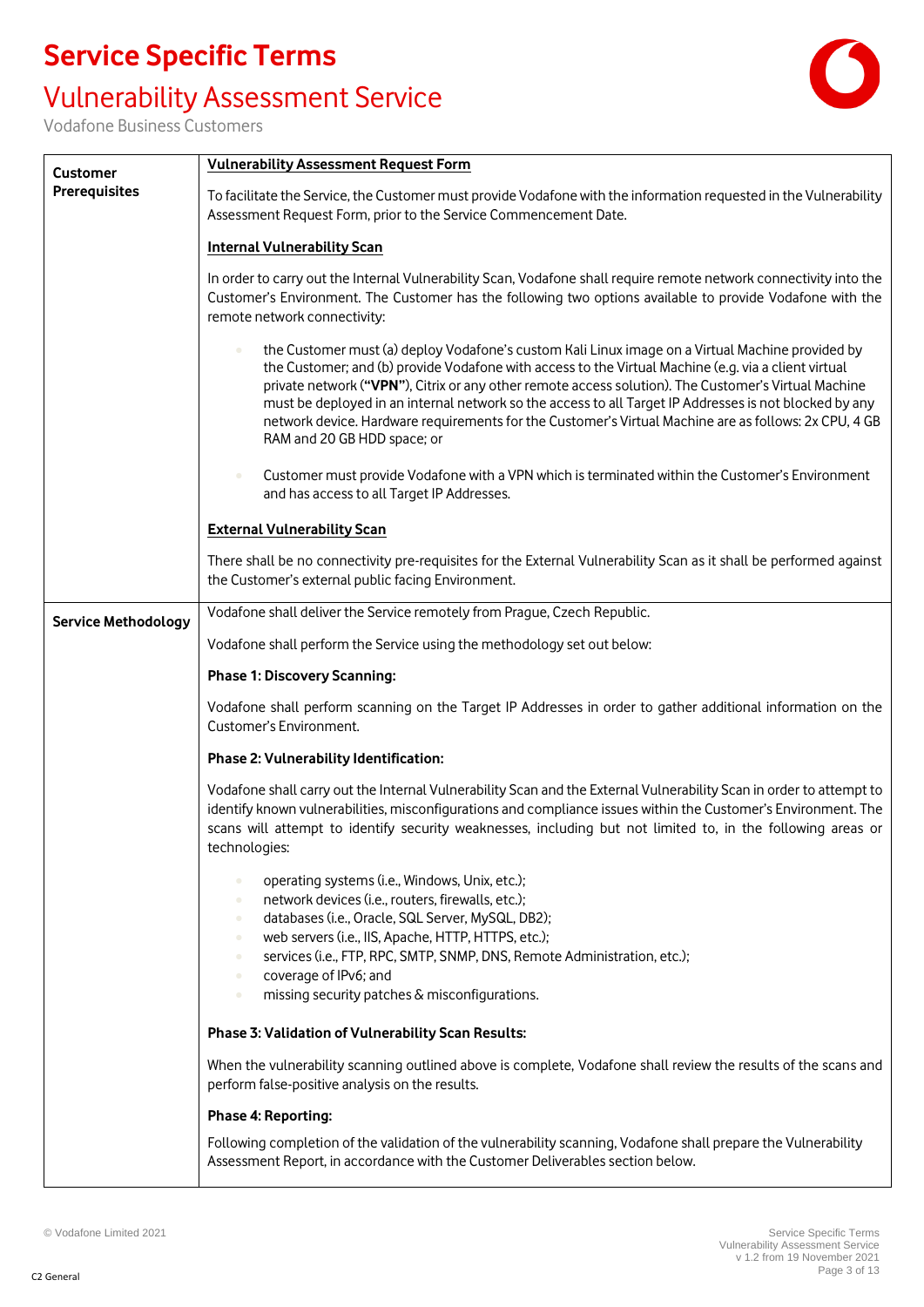| | |
|---|---|
| **Customer Prerequisites** | **Vulnerability Assessment Request Form**<br><br>To facilitate the Service, the Customer must provide Vodafone with the information requested in the Vulnerability Assessment Request Form, prior to the Service Commencement Date.<br><br>**Internal Vulnerability Scan**<br><br>In order to carry out the Internal Vulnerability Scan, Vodafone shall require remote network connectivity into the Customer's Environment. The Customer has the following two options available to provide Vodafone with the remote network connectivity:<br><br>• the Customer must (a) deploy Vodafone's custom Kali Linux image on a Virtual Machine provided by the Customer; and (b) provide Vodafone with access to the Virtual Machine (e.g. via a client virtual private network (**"VPN"**), Citrix or any other remote access solution). The Customer's Virtual Machine must be deployed in an internal network so the access to all Target IP Addresses is not blocked by any network device. Hardware requirements for the Customer's Virtual Machine are as follows: 2x CPU, 4 GB RAM and 20 GB HDD space; or<br><br>• Customer must provide Vodafone with a VPN which is terminated within the Customer's Environment and has access to all Target IP Addresses.<br><br>**External Vulnerability Scan**<br><br>There shall be no connectivity pre-requisites for the External Vulnerability Scan as it shall be performed against the Customer's external public facing Environment. |
| **Service Methodology** | Vodafone shall deliver the Service remotely from Prague, Czech Republic.<br><br>Vodafone shall perform the Service using the methodology set out below:<br><br>**Phase 1: Discovery Scanning:**<br><br>Vodafone shall perform scanning on the Target IP Addresses in order to gather additional information on the Customer's Environment.<br><br>**Phase 2: Vulnerability Identification:**<br><br>Vodafone shall carry out the Internal Vulnerability Scan and the External Vulnerability Scan in order to attempt to identify known vulnerabilities, misconfigurations and compliance issues within the Customer's Environment. The scans will attempt to identify security weaknesses, including but not limited to, in the following areas or technologies:<br><br>• operating systems (i.e., Windows, Unix, etc.);<br>• network devices (i.e., routers, firewalls, etc.);<br>• databases (i.e., Oracle, SQL Server, MySQL, DB2);<br>• web servers (i.e., IIS, Apache, HTTP, HTTPS, etc.);<br>• services (i.e., FTP, RPC, SMTP, SNMP, DNS, Remote Administration, etc.);<br>• coverage of IPv6; and<br>• missing security patches & misconfigurations.<br><br>**Phase 3: Validation of Vulnerability Scan Results:**<br><br>When the vulnerability scanning outlined above is complete, Vodafone shall review the results of the scans and perform false-positive analysis on the results.<br><br>**Phase 4: Reporting:**<br><br>Following completion of the validation of the vulnerability scanning, Vodafone shall prepare the Vulnerability Assessment Report, in accordance with the Customer Deliverables section below. |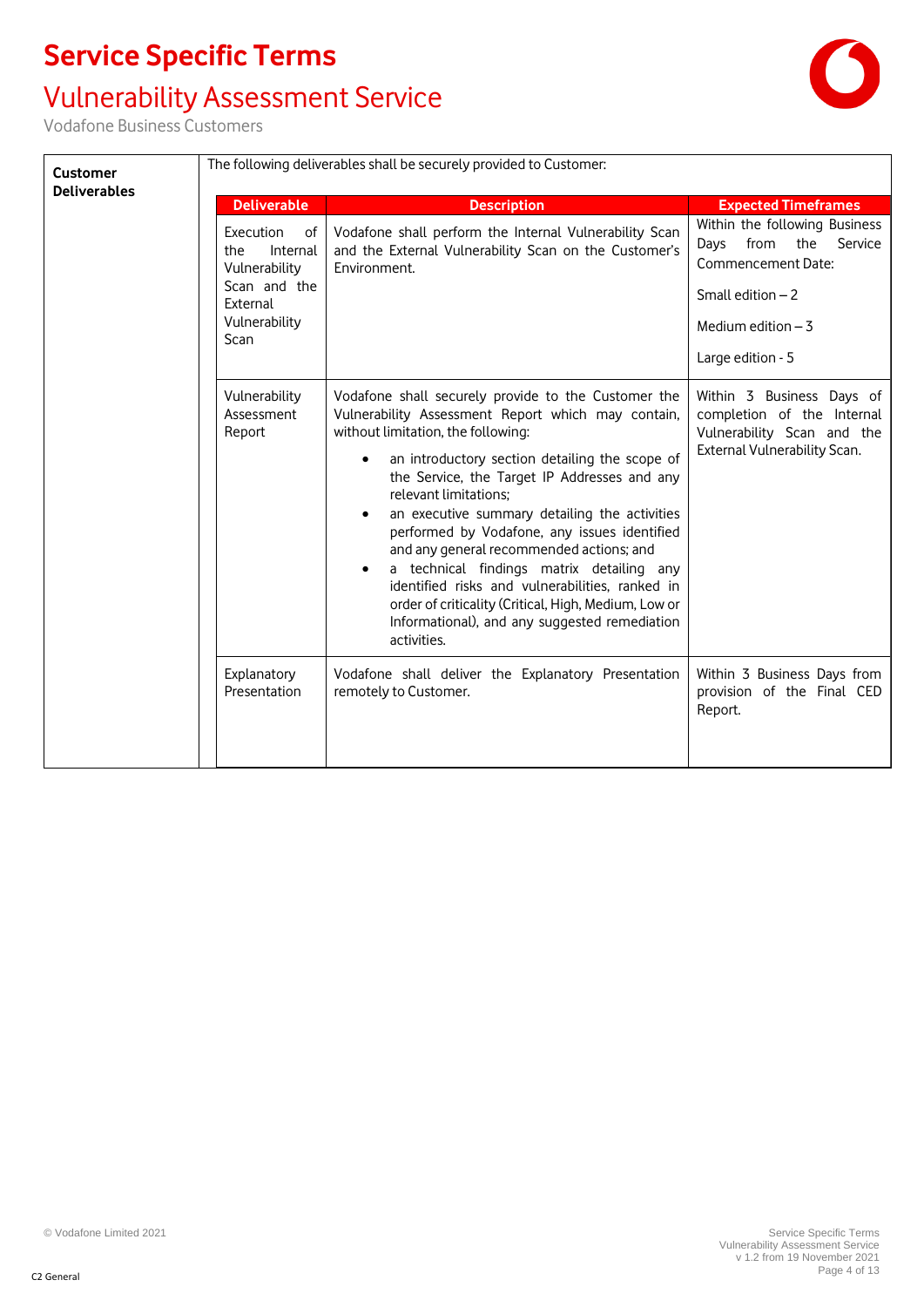# Service Specific Terms

## Vulnerability Assessment Service

Vodafone Business Customers

**Customer Deliverables**

The following deliverables shall be securely provided to Customer:

| Deliverable | Description | Expected Timeframes |
|---|---|---|
| Execution of the Internal Vulnerability Scan and the External Vulnerability Scan | Vodafone shall perform the Internal Vulnerability Scan and the External Vulnerability Scan on the Customer's Environment. | Within the following Business Days from the Service Commencement Date:<br><br>Small edition – 2<br><br>Medium edition – 3<br><br>Large edition - 5 |
| Vulnerability Assessment Report | Vodafone shall securely provide to the Customer the Vulnerability Assessment Report which may contain, without limitation, the following:<br>• an introductory section detailing the scope of the Service, the Target IP Addresses and any relevant limitations;<br>• an executive summary detailing the activities performed by Vodafone, any issues identified and any general recommended actions; and<br>• a technical findings matrix detailing any identified risks and vulnerabilities, ranked in order of criticality (Critical, High, Medium, Low or Informational), and any suggested remediation activities. | Within 3 Business Days of completion of the Internal Vulnerability Scan and the External Vulnerability Scan. |
| Explanatory Presentation | Vodafone shall deliver the Explanatory Presentation remotely to Customer. | Within 3 Business Days from provision of the Final CED Report. |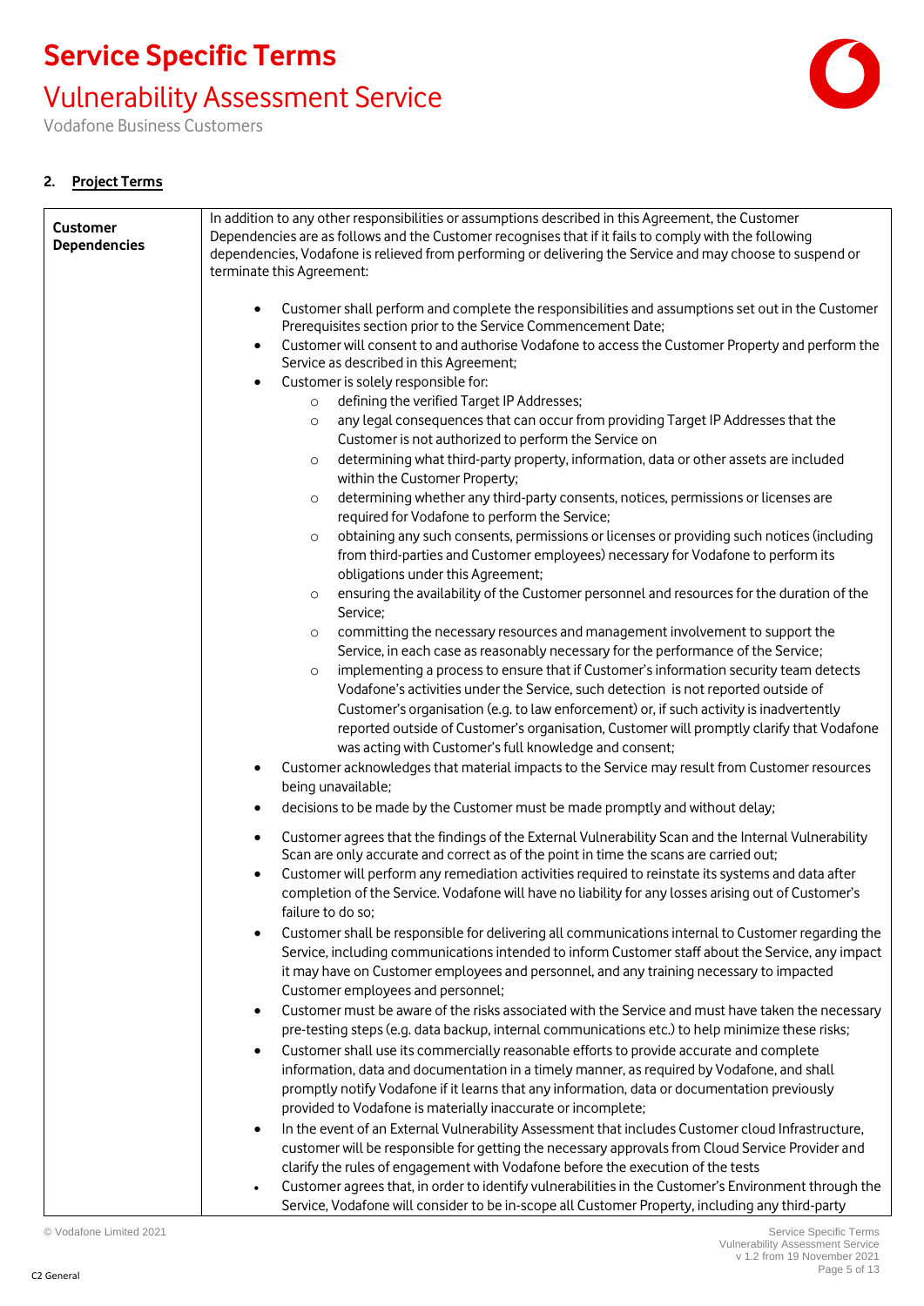## 2. Project Terms

| | |
|---|---|
| **Customer Dependencies** | In addition to any other responsibilities or assumptions described in this Agreement, the Customer Dependencies are as follows and the Customer recognises that if it fails to comply with the following dependencies, Vodafone is relieved from performing or delivering the Service and may choose to suspend or terminate this Agreement:<br><br>• Customer shall perform and complete the responsibilities and assumptions set out in the Customer Prerequisites section prior to the Service Commencement Date;<br>• Customer will consent to and authorise Vodafone to access the Customer Property and perform the Service as described in this Agreement;<br>• Customer is solely responsible for:<br>&nbsp;&nbsp;&nbsp;&nbsp;○ defining the verified Target IP Addresses;<br>&nbsp;&nbsp;&nbsp;&nbsp;○ any legal consequences that can occur from providing Target IP Addresses that the Customer is not authorized to perform the Service on<br>&nbsp;&nbsp;&nbsp;&nbsp;○ determining what third-party property, information, data or other assets are included within the Customer Property;<br>&nbsp;&nbsp;&nbsp;&nbsp;○ determining whether any third-party consents, notices, permissions or licenses are required for Vodafone to perform the Service;<br>&nbsp;&nbsp;&nbsp;&nbsp;○ obtaining any such consents, permissions or licenses or providing such notices (including from third-parties and Customer employees) necessary for Vodafone to perform its obligations under this Agreement;<br>&nbsp;&nbsp;&nbsp;&nbsp;○ ensuring the availability of the Customer personnel and resources for the duration of the Service;<br>&nbsp;&nbsp;&nbsp;&nbsp;○ committing the necessary resources and management involvement to support the Service, in each case as reasonably necessary for the performance of the Service;<br>&nbsp;&nbsp;&nbsp;&nbsp;○ implementing a process to ensure that if Customer's information security team detects Vodafone's activities under the Service, such detection is not reported outside of Customer's organisation (e.g. to law enforcement) or, if such activity is inadvertently reported outside of Customer's organisation, Customer will promptly clarify that Vodafone was acting with Customer's full knowledge and consent;<br>• Customer acknowledges that material impacts to the Service may result from Customer resources being unavailable;<br>• decisions to be made by the Customer must be made promptly and without delay;<br>• Customer agrees that the findings of the External Vulnerability Scan and the Internal Vulnerability Scan are only accurate and correct as of the point in time the scans are carried out;<br>• Customer will perform any remediation activities required to reinstate its systems and data after completion of the Service. Vodafone will have no liability for any losses arising out of Customer's failure to do so;<br>• Customer shall be responsible for delivering all communications internal to Customer regarding the Service, including communications intended to inform Customer staff about the Service, any impact it may have on Customer employees and personnel, and any training necessary to impacted Customer employees and personnel;<br>• Customer must be aware of the risks associated with the Service and must have taken the necessary pre-testing steps (e.g. data backup, internal communications etc.) to help minimize these risks;<br>• Customer shall use its commercially reasonable efforts to provide accurate and complete information, data and documentation in a timely manner, as required by Vodafone, and shall promptly notify Vodafone if it learns that any information, data or documentation previously provided to Vodafone is materially inaccurate or incomplete;<br>• In the event of an External Vulnerability Assessment that includes Customer cloud Infrastructure, customer will be responsible for getting the necessary approvals from Cloud Service Provider and clarify the rules of engagement with Vodafone before the execution of the tests<br>• Customer agrees that, in order to identify vulnerabilities in the Customer's Environment through the Service, Vodafone will consider to be in-scope all Customer Property, including any third-party |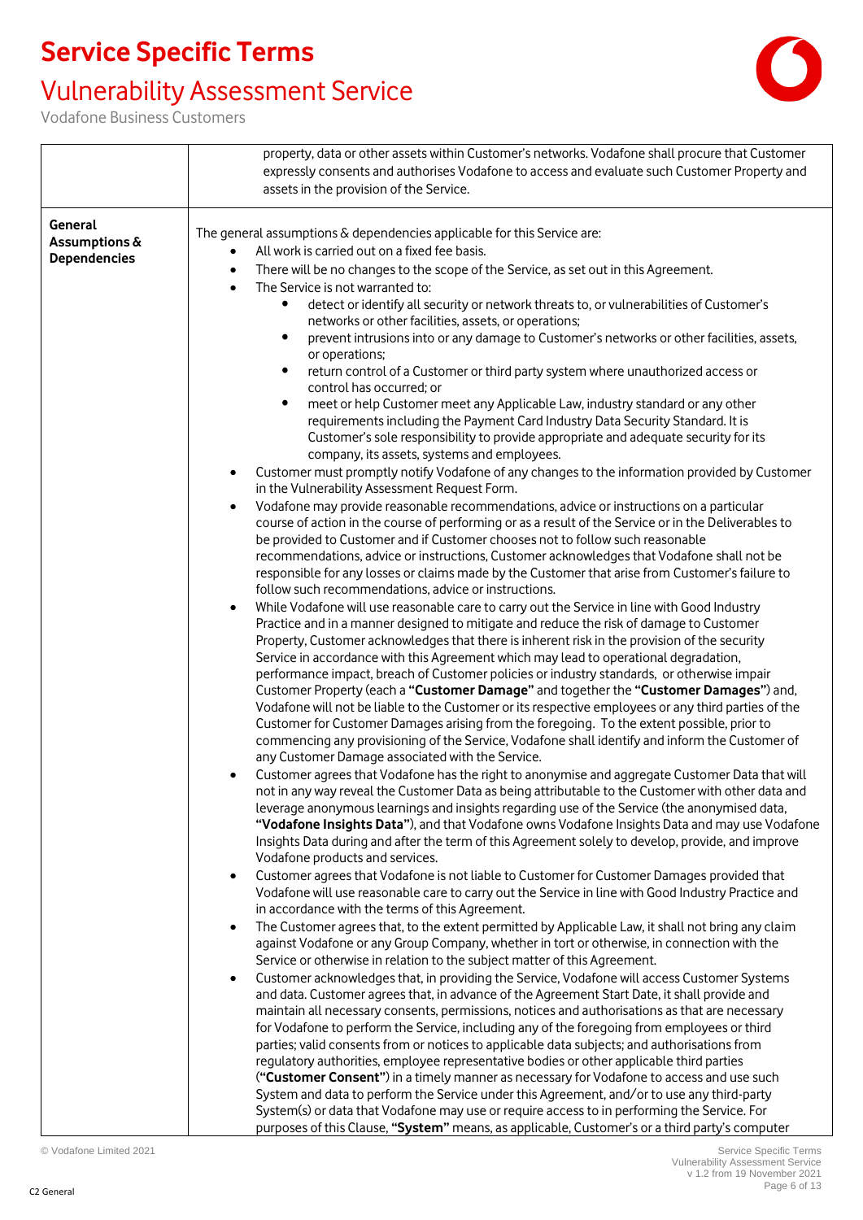| | |
|---|---|
| | property, data or other assets within Customer's networks. Vodafone shall procure that Customer expressly consents and authorises Vodafone to access and evaluate such Customer Property and assets in the provision of the Service. |
| **General Assumptions & Dependencies** | The general assumptions & dependencies applicable for this Service are:<br>• All work is carried out on a fixed fee basis.<br>• There will be no changes to the scope of the Service, as set out in this Agreement.<br>• The Service is not warranted to:<br>&nbsp;&nbsp;&nbsp;&nbsp;• detect or identify all security or network threats to, or vulnerabilities of Customer's networks or other facilities, assets, or operations;<br>&nbsp;&nbsp;&nbsp;&nbsp;• prevent intrusions into or any damage to Customer's networks or other facilities, assets, or operations;<br>&nbsp;&nbsp;&nbsp;&nbsp;• return control of a Customer or third party system where unauthorized access or control has occurred; or<br>&nbsp;&nbsp;&nbsp;&nbsp;• meet or help Customer meet any Applicable Law, industry standard or any other requirements including the Payment Card Industry Data Security Standard. It is Customer's sole responsibility to provide appropriate and adequate security for its company, its assets, systems and employees.<br>• Customer must promptly notify Vodafone of any changes to the information provided by Customer in the Vulnerability Assessment Request Form.<br>• Vodafone may provide reasonable recommendations, advice or instructions on a particular course of action in the course of performing or as a result of the Service or in the Deliverables to be provided to Customer and if Customer chooses not to follow such reasonable recommendations, advice or instructions, Customer acknowledges that Vodafone shall not be responsible for any losses or claims made by the Customer that arise from Customer's failure to follow such recommendations, advice or instructions.<br>• While Vodafone will use reasonable care to carry out the Service in line with Good Industry Practice and in a manner designed to mitigate and reduce the risk of damage to Customer Property, Customer acknowledges that there is inherent risk in the provision of the security Service in accordance with this Agreement which may lead to operational degradation, performance impact, breach of Customer policies or industry standards, or otherwise impair Customer Property (each a **"Customer Damage"** and together the **"Customer Damages"**) and, Vodafone will not be liable to the Customer or its respective employees or any third parties of the Customer for Customer Damages arising from the foregoing. To the extent possible, prior to commencing any provisioning of the Service, Vodafone shall identify and inform the Customer of any Customer Damage associated with the Service.<br>• Customer agrees that Vodafone has the right to anonymise and aggregate Customer Data that will not in any way reveal the Customer Data as being attributable to the Customer with other data and leverage anonymous learnings and insights regarding use of the Service (the anonymised data, **"Vodafone Insights Data"**), and that Vodafone owns Vodafone Insights Data and may use Vodafone Insights Data during and after the term of this Agreement solely to develop, provide, and improve Vodafone products and services.<br>• Customer agrees that Vodafone is not liable to Customer for Customer Damages provided that Vodafone will use reasonable care to carry out the Service in line with Good Industry Practice and in accordance with the terms of this Agreement.<br>• The Customer agrees that, to the extent permitted by Applicable Law, it shall not bring any claim against Vodafone or any Group Company, whether in tort or otherwise, in connection with the Service or otherwise in relation to the subject matter of this Agreement.<br>• Customer acknowledges that, in providing the Service, Vodafone will access Customer Systems and data. Customer agrees that, in advance of the Agreement Start Date, it shall provide and maintain all necessary consents, permissions, notices and authorisations as that are necessary for Vodafone to perform the Service, including any of the foregoing from employees or third parties; valid consents from or notices to applicable data subjects; and authorisations from regulatory authorities, employee representative bodies or other applicable third parties (**"Customer Consent"**) in a timely manner as necessary for Vodafone to access and use such System and data to perform the Service under this Agreement, and/or to use any third-party System(s) or data that Vodafone may use or require access to in performing the Service. For purposes of this Clause, **"System"** means, as applicable, Customer's or a third party's computer |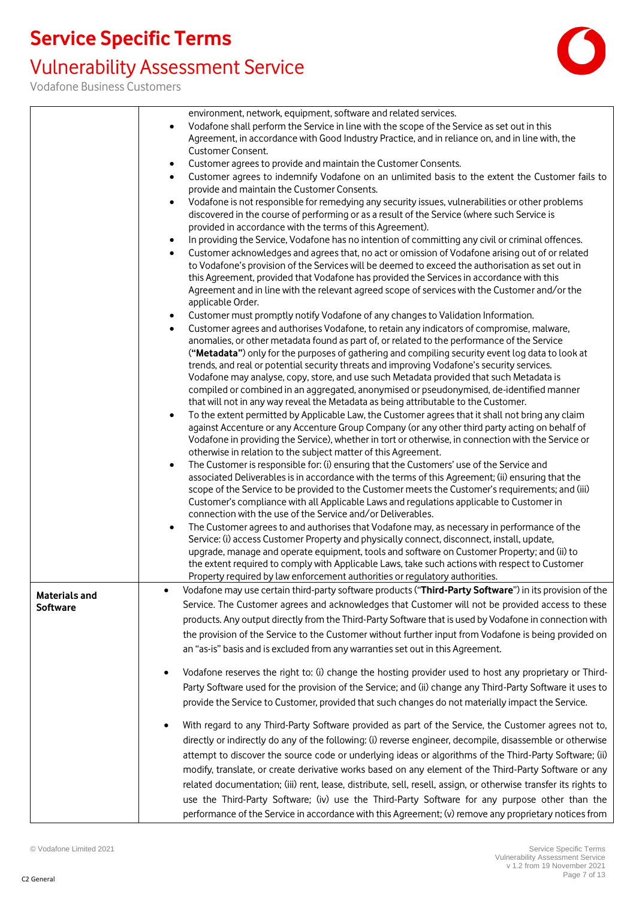| | |
|---|---|
| | environment, network, equipment, software and related services.<br>• Vodafone shall perform the Service in line with the scope of the Service as set out in this Agreement, in accordance with Good Industry Practice, and in reliance on, and in line with, the Customer Consent.<br>• Customer agrees to provide and maintain the Customer Consents.<br>• Customer agrees to indemnify Vodafone on an unlimited basis to the extent the Customer fails to provide and maintain the Customer Consents.<br>• Vodafone is not responsible for remedying any security issues, vulnerabilities or other problems discovered in the course of performing or as a result of the Service (where such Service is provided in accordance with the terms of this Agreement).<br>• In providing the Service, Vodafone has no intention of committing any civil or criminal offences.<br>• Customer acknowledges and agrees that, no act or omission of Vodafone arising out of or related to Vodafone's provision of the Services will be deemed to exceed the authorisation as set out in this Agreement, provided that Vodafone has provided the Services in accordance with this Agreement and in line with the relevant agreed scope of services with the Customer and/or the applicable Order.<br>• Customer must promptly notify Vodafone of any changes to Validation Information.<br>• Customer agrees and authorises Vodafone, to retain any indicators of compromise, malware, anomalies, or other metadata found as part of, or related to the performance of the Service (**"Metadata"**) only for the purposes of gathering and compiling security event log data to look at trends, and real or potential security threats and improving Vodafone's security services. Vodafone may analyse, copy, store, and use such Metadata provided that such Metadata is compiled or combined in an aggregated, anonymised or pseudonymised, de-identified manner that will not in any way reveal the Metadata as being attributable to the Customer.<br>• To the extent permitted by Applicable Law, the Customer agrees that it shall not bring any claim against Accenture or any Accenture Group Company (or any other third party acting on behalf of Vodafone in providing the Service), whether in tort or otherwise, in connection with the Service or otherwise in relation to the subject matter of this Agreement.<br>• The Customer is responsible for: (i) ensuring that the Customers' use of the Service and associated Deliverables is in accordance with the terms of this Agreement; (ii) ensuring that the scope of the Service to be provided to the Customer meets the Customer's requirements; and (iii) Customer's compliance with all Applicable Laws and regulations applicable to Customer in connection with the use of the Service and/or Deliverables.<br>• The Customer agrees to and authorises that Vodafone may, as necessary in performance of the Service: (i) access Customer Property and physically connect, disconnect, install, update, upgrade, manage and operate equipment, tools and software on Customer Property; and (ii) to the extent required to comply with Applicable Laws, take such actions with respect to Customer Property required by law enforcement authorities or regulatory authorities. |
| **Materials and Software** | • Vodafone may use certain third-party software products ("**Third-Party Software**") in its provision of the Service. The Customer agrees and acknowledges that Customer will not be provided access to these products. Any output directly from the Third-Party Software that is used by Vodafone in connection with the provision of the Service to the Customer without further input from Vodafone is being provided on an "as-is" basis and is excluded from any warranties set out in this Agreement.<br><br>• Vodafone reserves the right to: (i) change the hosting provider used to host any proprietary or Third-Party Software used for the provision of the Service; and (ii) change any Third-Party Software it uses to provide the Service to Customer, provided that such changes do not materially impact the Service.<br><br>• With regard to any Third-Party Software provided as part of the Service, the Customer agrees not to, directly or indirectly do any of the following: (i) reverse engineer, decompile, disassemble or otherwise attempt to discover the source code or underlying ideas or algorithms of the Third-Party Software; (ii) modify, translate, or create derivative works based on any element of the Third-Party Software or any related documentation; (iii) rent, lease, distribute, sell, resell, assign, or otherwise transfer its rights to use the Third-Party Software; (iv) use the Third-Party Software for any purpose other than the performance of the Service in accordance with this Agreement; (v) remove any proprietary notices from |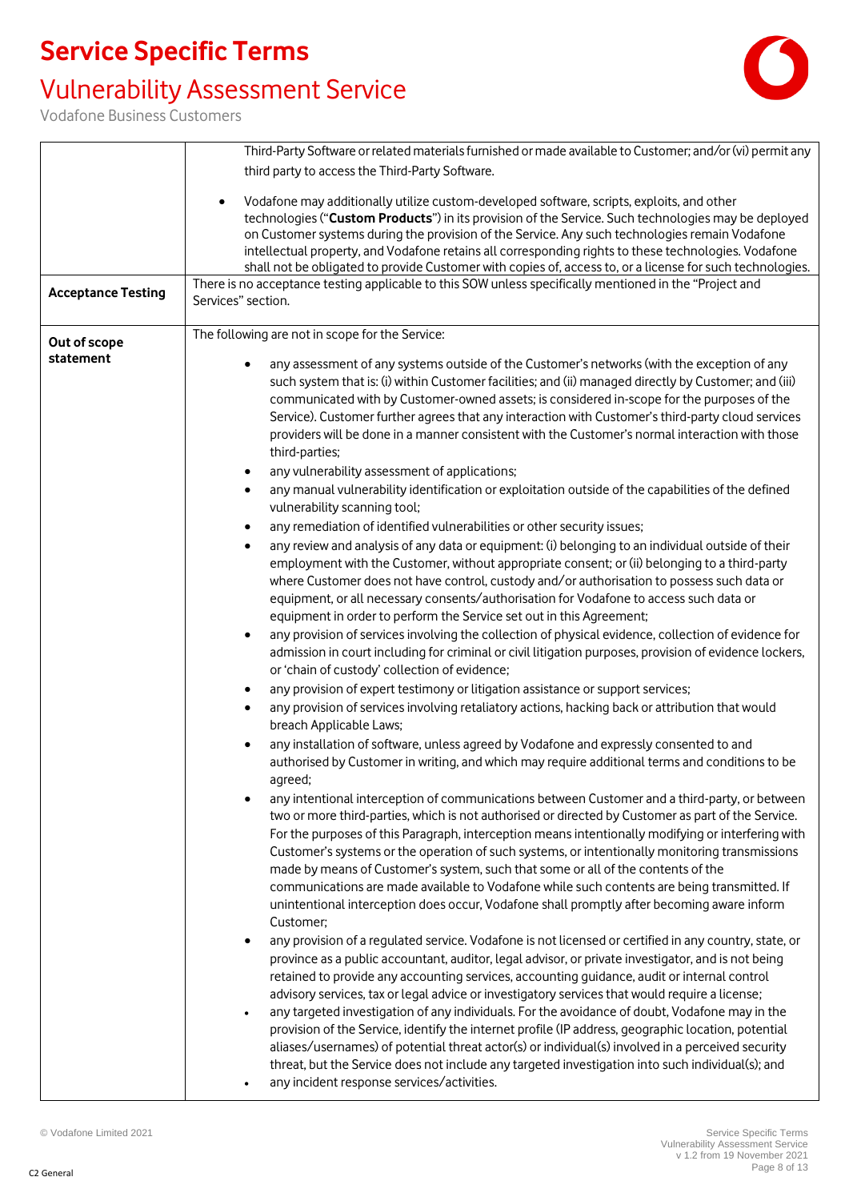| | |
|---|---|
| | Third-Party Software or related materials furnished or made available to Customer; and/or (vi) permit any third party to access the Third-Party Software.<br><br>• Vodafone may additionally utilize custom-developed software, scripts, exploits, and other technologies ("**Custom Products**") in its provision of the Service. Such technologies may be deployed on Customer systems during the provision of the Service. Any such technologies remain Vodafone intellectual property, and Vodafone retains all corresponding rights to these technologies. Vodafone shall not be obligated to provide Customer with copies of, access to, or a license for such technologies. |
| **Acceptance Testing** | There is no acceptance testing applicable to this SOW unless specifically mentioned in the "Project and Services" section. |
| **Out of scope statement** | The following are not in scope for the Service:<br><br>• any assessment of any systems outside of the Customer's networks (with the exception of any such system that is: (i) within Customer facilities; and (ii) managed directly by Customer; and (iii) communicated with by Customer-owned assets; is considered in-scope for the purposes of the Service). Customer further agrees that any interaction with Customer's third-party cloud services providers will be done in a manner consistent with the Customer's normal interaction with those third-parties;<br>• any vulnerability assessment of applications;<br>• any manual vulnerability identification or exploitation outside of the capabilities of the defined vulnerability scanning tool;<br>• any remediation of identified vulnerabilities or other security issues;<br>• any review and analysis of any data or equipment: (i) belonging to an individual outside of their employment with the Customer, without appropriate consent; or (ii) belonging to a third-party where Customer does not have control, custody and/or authorisation to possess such data or equipment, or all necessary consents/authorisation for Vodafone to access such data or equipment in order to perform the Service set out in this Agreement;<br>• any provision of services involving the collection of physical evidence, collection of evidence for admission in court including for criminal or civil litigation purposes, provision of evidence lockers, or 'chain of custody' collection of evidence;<br>• any provision of expert testimony or litigation assistance or support services;<br>• any provision of services involving retaliatory actions, hacking back or attribution that would breach Applicable Laws;<br>• any installation of software, unless agreed by Vodafone and expressly consented to and authorised by Customer in writing, and which may require additional terms and conditions to be agreed;<br>• any intentional interception of communications between Customer and a third-party, or between two or more third-parties, which is not authorised or directed by Customer as part of the Service. For the purposes of this Paragraph, interception means intentionally modifying or interfering with Customer's systems or the operation of such systems, or intentionally monitoring transmissions made by means of Customer's system, such that some or all of the contents of the communications are made available to Vodafone while such contents are being transmitted. If unintentional interception does occur, Vodafone shall promptly after becoming aware inform Customer;<br>• any provision of a regulated service. Vodafone is not licensed or certified in any country, state, or province as a public accountant, auditor, legal advisor, or private investigator, and is not being retained to provide any accounting services, accounting guidance, audit or internal control advisory services, tax or legal advice or investigatory services that would require a license;<br>• any targeted investigation of any individuals. For the avoidance of doubt, Vodafone may in the provision of the Service, identify the internet profile (IP address, geographic location, potential aliases/usernames) of potential threat actor(s) or individual(s) involved in a perceived security threat, but the Service does not include any targeted investigation into such individual(s); and<br>• any incident response services/activities. |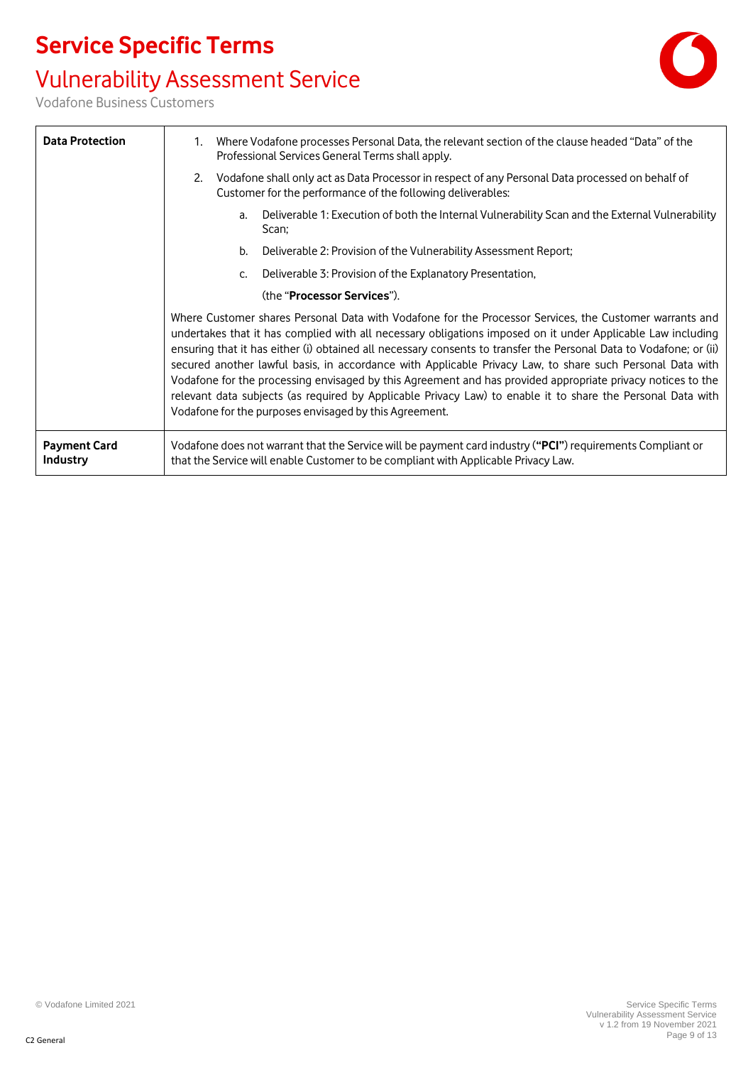| | |
|---|---|
| **Data Protection** | 1. Where Vodafone processes Personal Data, the relevant section of the clause headed "Data" of the Professional Services General Terms shall apply.<br><br>2. Vodafone shall only act as Data Processor in respect of any Personal Data processed on behalf of Customer for the performance of the following deliverables:<br><br>a. Deliverable 1: Execution of both the Internal Vulnerability Scan and the External Vulnerability Scan;<br><br>b. Deliverable 2: Provision of the Vulnerability Assessment Report;<br><br>c. Deliverable 3: Provision of the Explanatory Presentation,<br><br>(the "**Processor Services**").<br><br>Where Customer shares Personal Data with Vodafone for the Processor Services, the Customer warrants and undertakes that it has complied with all necessary obligations imposed on it under Applicable Law including ensuring that it has either (i) obtained all necessary consents to transfer the Personal Data to Vodafone; or (ii) secured another lawful basis, in accordance with Applicable Privacy Law, to share such Personal Data with Vodafone for the processing envisaged by this Agreement and has provided appropriate privacy notices to the relevant data subjects (as required by Applicable Privacy Law) to enable it to share the Personal Data with Vodafone for the purposes envisaged by this Agreement. |
| **Payment Card Industry** | Vodafone does not warrant that the Service will be payment card industry (**"PCI"**) requirements Compliant or that the Service will enable Customer to be compliant with Applicable Privacy Law. |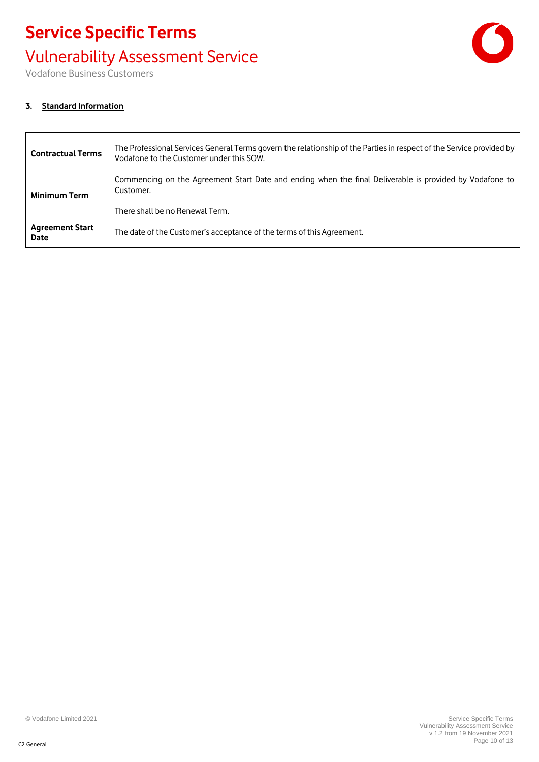## 3. Standard Information

| | |
|---|---|
| **Contractual Terms** | The Professional Services General Terms govern the relationship of the Parties in respect of the Service provided by Vodafone to the Customer under this SOW. |
| **Minimum Term** | Commencing on the Agreement Start Date and ending when the final Deliverable is provided by Vodafone to Customer.<br><br>There shall be no Renewal Term. |
| **Agreement Start Date** | The date of the Customer's acceptance of the terms of this Agreement. |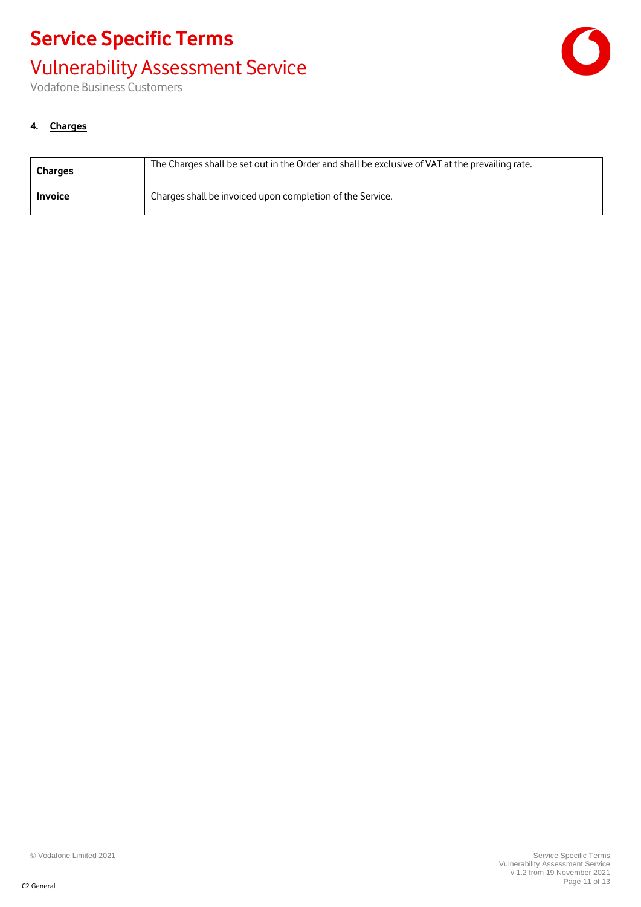## 4. Charges

| Charges | The Charges shall be set out in the Order and shall be exclusive of VAT at the prevailing rate. |
|---|---|
| Invoice | Charges shall be invoiced upon completion of the Service. |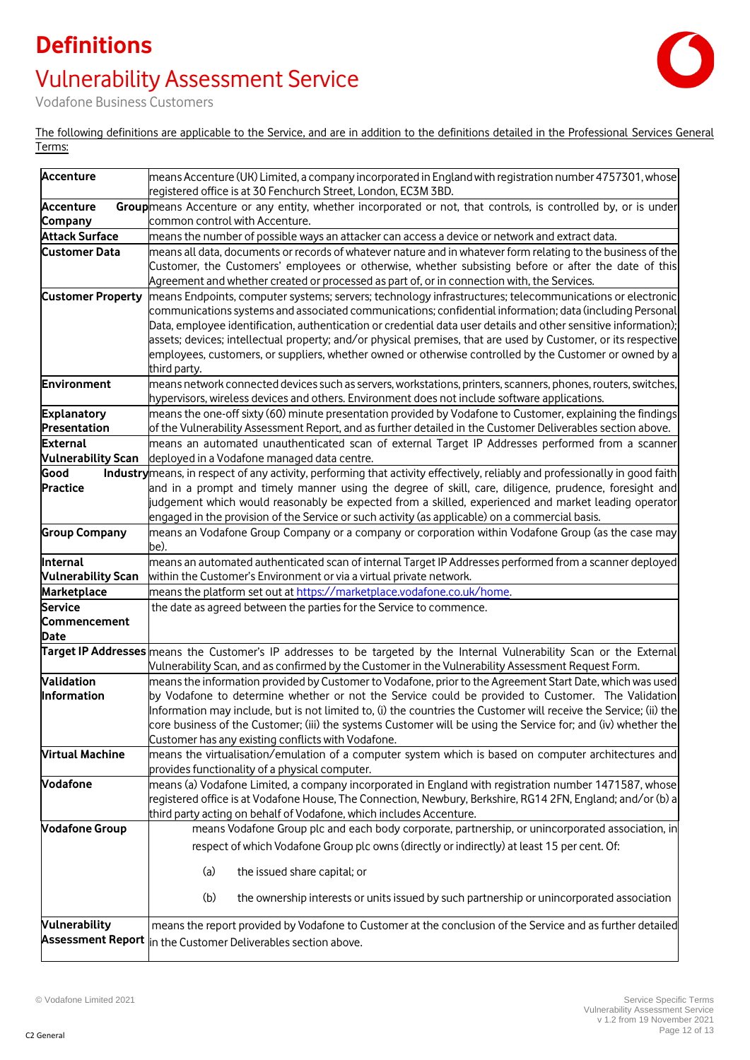# Definitions

## Vulnerability Assessment Service

Vodafone Business Customers

The following definitions are applicable to the Service, and are in addition to the definitions detailed in the Professional Services General Terms:

| Term | Definition |
|---|---|
| **Accenture** | means Accenture (UK) Limited, a company incorporated in England with registration number 4757301, whose registered office is at 30 Fenchurch Street, London, EC3M 3BD. |
| **Accenture Group Company** | means Accenture or any entity, whether incorporated or not, that controls, is controlled by, or is under common control with Accenture. |
| **Attack Surface** | means the number of possible ways an attacker can access a device or network and extract data. |
| **Customer Data** | means all data, documents or records of whatever nature and in whatever form relating to the business of the Customer, the Customers' employees or otherwise, whether subsisting before or after the date of this Agreement and whether created or processed as part of, or in connection with, the Services. |
| **Customer Property** | means Endpoints, computer systems; servers; technology infrastructures; telecommunications or electronic communications systems and associated communications; confidential information; data (including Personal Data, employee identification, authentication or credential data user details and other sensitive information); assets; devices; intellectual property; and/or physical premises, that are used by Customer, or its respective employees, customers, or suppliers, whether owned or otherwise controlled by the Customer or owned by a third party. |
| **Environment** | means network connected devices such as servers, workstations, printers, scanners, phones, routers, switches, hypervisors, wireless devices and others. Environment does not include software applications. |
| **Explanatory Presentation** | means the one-off sixty (60) minute presentation provided by Vodafone to Customer, explaining the findings of the Vulnerability Assessment Report, and as further detailed in the Customer Deliverables section above. |
| **External Vulnerability Scan** | means an automated unauthenticated scan of external Target IP Addresses performed from a scanner deployed in a Vodafone managed data centre. |
| **Good Industry Practice** | means, in respect of any activity, performing that activity effectively, reliably and professionally in good faith and in a prompt and timely manner using the degree of skill, care, diligence, prudence, foresight and judgement which would reasonably be expected from a skilled, experienced and market leading operator engaged in the provision of the Service or such activity (as applicable) on a commercial basis. |
| **Group Company** | means an Vodafone Group Company or a company or corporation within Vodafone Group (as the case may be). |
| **Internal Vulnerability Scan** | means an automated authenticated scan of internal Target IP Addresses performed from a scanner deployed within the Customer's Environment or via a virtual private network. |
| **Marketplace** | means the platform set out at [https://marketplace.vodafone.co.uk/home](https://marketplace.vodafone.co.uk/home). |
| **Service Commencement Date** | the date as agreed between the parties for the Service to commence. |
| **Target IP Addresses** | means the Customer's IP addresses to be targeted by the Internal Vulnerability Scan or the External Vulnerability Scan, and as confirmed by the Customer in the Vulnerability Assessment Request Form. |
| **Validation Information** | means the information provided by Customer to Vodafone, prior to the Agreement Start Date, which was used by Vodafone to determine whether or not the Service could be provided to Customer. The Validation Information may include, but is not limited to, (i) the countries the Customer will receive the Service; (ii) the core business of the Customer; (iii) the systems Customer will be using the Service for; and (iv) whether the Customer has any existing conflicts with Vodafone. |
| **Virtual Machine** | means the virtualisation/emulation of a computer system which is based on computer architectures and provides functionality of a physical computer. |
| **Vodafone** | means (a) Vodafone Limited, a company incorporated in England with registration number 1471587, whose registered office is at Vodafone House, The Connection, Newbury, Berkshire, RG14 2FN, England; and/or (b) a third party acting on behalf of Vodafone, which includes Accenture. |
| **Vodafone Group** | means Vodafone Group plc and each body corporate, partnership, or unincorporated association, in respect of which Vodafone Group plc owns (directly or indirectly) at least 15 per cent. Of: (a) the issued share capital; or (b) the ownership interests or units issued by such partnership or unincorporated association |
| **Vulnerability Assessment Report** | means the report provided by Vodafone to Customer at the conclusion of the Service and as further detailed in the Customer Deliverables section above. |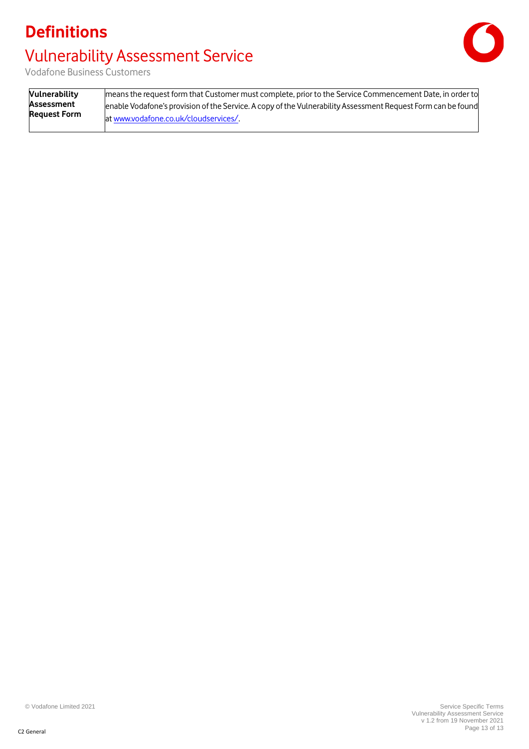# Definitions

## Vulnerability Assessment Service

Vodafone Business Customers

| | |
|---|---|
| **Vulnerability Assessment Request Form** | means the request form that Customer must complete, prior to the Service Commencement Date, in order to enable Vodafone's provision of the Service. A copy of the Vulnerability Assessment Request Form can be found at www.vodafone.co.uk/cloudservices/. |